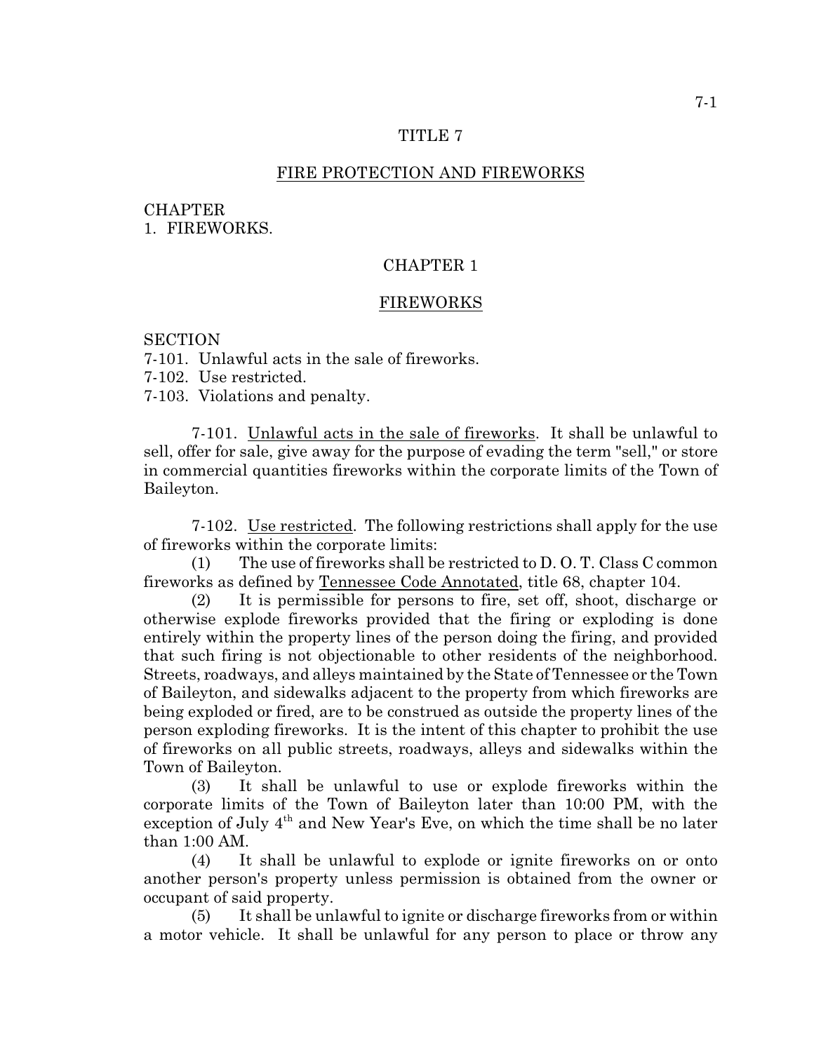# TITLE 7

## FIRE PROTECTION AND FIREWORKS

CHAPTER
1. FIREWORKS.

## CHAPTER 1

## FIREWORKS

SECTION
7-101. Unlawful acts in the sale of fireworks.
7-102. Use restricted.
7-103. Violations and penalty.

7-101. Unlawful acts in the sale of fireworks. It shall be unlawful to sell, offer for sale, give away for the purpose of evading the term "sell," or store in commercial quantities fireworks within the corporate limits of the Town of Baileyton.

7-102. Use restricted. The following restrictions shall apply for the use of fireworks within the corporate limits:

(1) The use of fireworks shall be restricted to D. O. T. Class C common fireworks as defined by Tennessee Code Annotated, title 68, chapter 104.

(2) It is permissible for persons to fire, set off, shoot, discharge or otherwise explode fireworks provided that the firing or exploding is done entirely within the property lines of the person doing the firing, and provided that such firing is not objectionable to other residents of the neighborhood. Streets, roadways, and alleys maintained by the State of Tennessee or the Town of Baileyton, and sidewalks adjacent to the property from which fireworks are being exploded or fired, are to be construed as outside the property lines of the person exploding fireworks. It is the intent of this chapter to prohibit the use of fireworks on all public streets, roadways, alleys and sidewalks within the Town of Baileyton.

(3) It shall be unlawful to use or explode fireworks within the corporate limits of the Town of Baileyton later than 10:00 PM, with the exception of July 4th and New Year's Eve, on which the time shall be no later than 1:00 AM.

(4) It shall be unlawful to explode or ignite fireworks on or onto another person's property unless permission is obtained from the owner or occupant of said property.

(5) It shall be unlawful to ignite or discharge fireworks from or within a motor vehicle. It shall be unlawful for any person to place or throw any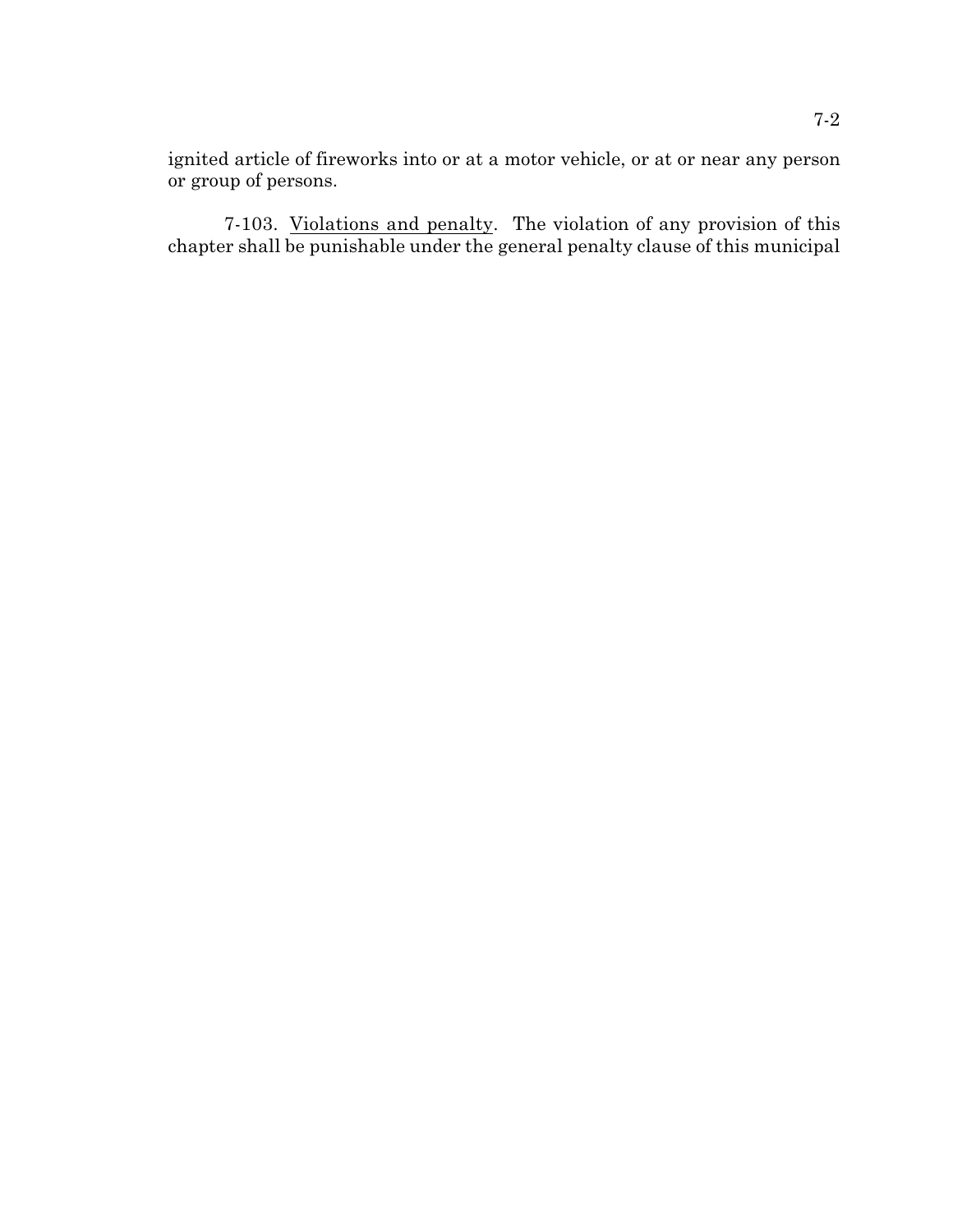ignited article of fireworks into or at a motor vehicle, or at or near any person or group of persons.

7-103. Violations and penalty. The violation of any provision of this chapter shall be punishable under the general penalty clause of this municipal